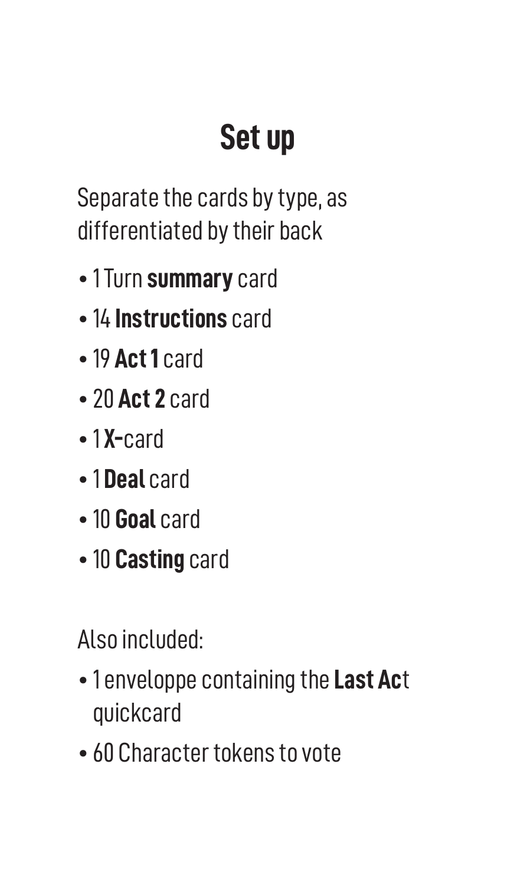# Set up

Separate the cards by type, as differentiated by their back

- 1 Turn **summary** card
- 14 **Instructions** card
- 19 **Act 1** card
- 20 **Act 2** card
- 1 **X-**card
- 1 **Deal** card
- 10 **Goal** card
- 10 **Casting** card

Also included:

- 1 enveloppe containing the **Last Ac**t quickcard
- 60 Character tokens to vote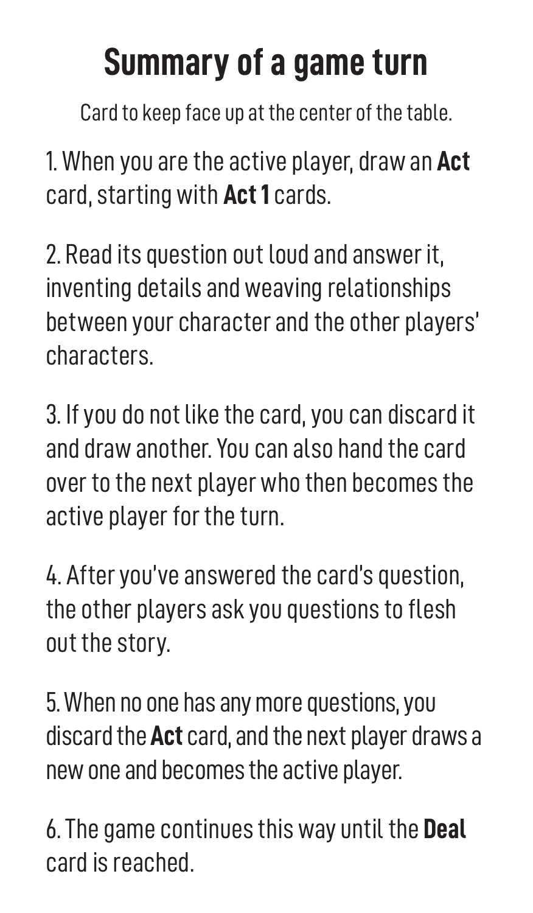# Summary of a game turn

Card to keep face up at the center of the table.

1. When you are the active player, draw an **Act** card, starting with **Act 1** cards.

2. Read its question out loud and answer it, inventing details and weaving relationships between your character and the other players' characters.

3. If you do not like the card, you can discard it and draw another. You can also hand the card over to the next player who then becomes the active player for the turn.

4. After you've answered the card's question, the other players ask you questions to flesh out the story.

5. When no one has any more questions, you discard the **Act** card, and the next player draws a new one and becomes the active player.

6. The game continues this way until the **Deal** card is reached.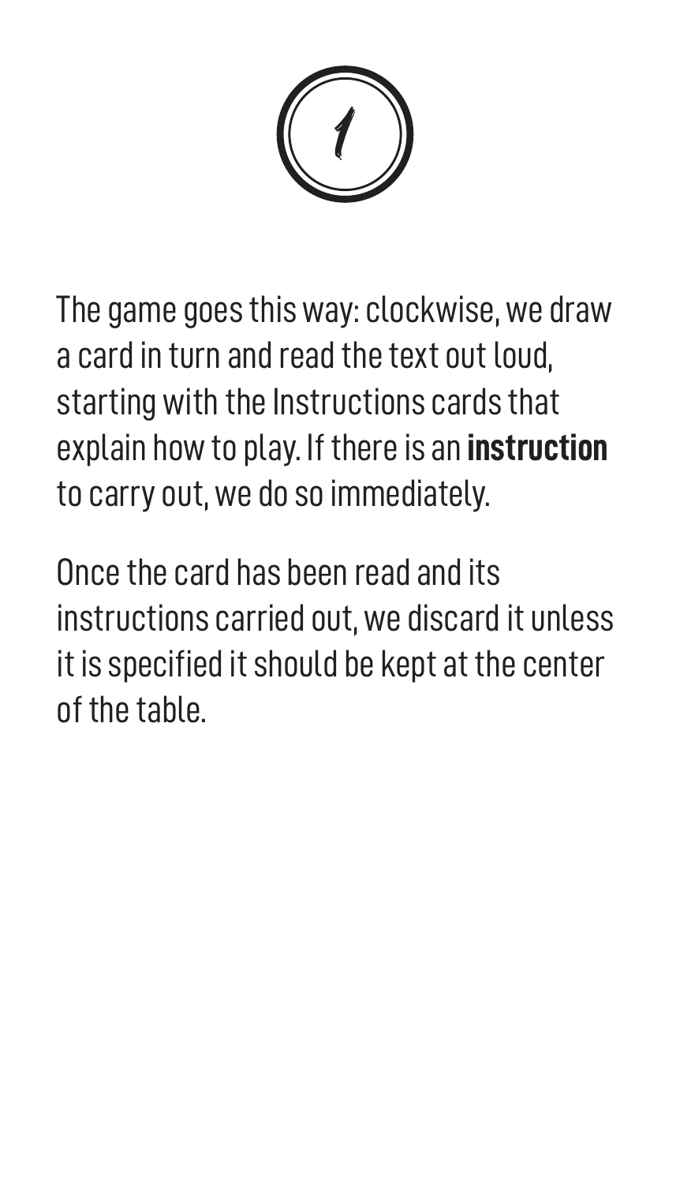# 1

The game goes this way: clockwise, we draw a card in turn and read the text out loud, starting with the Instructions cards that explain how to play. If there is an **instruction** to carry out, we do so immediately.

Once the card has been read and its instructions carried out, we discard it unless it is specified it should be kept at the center of the table.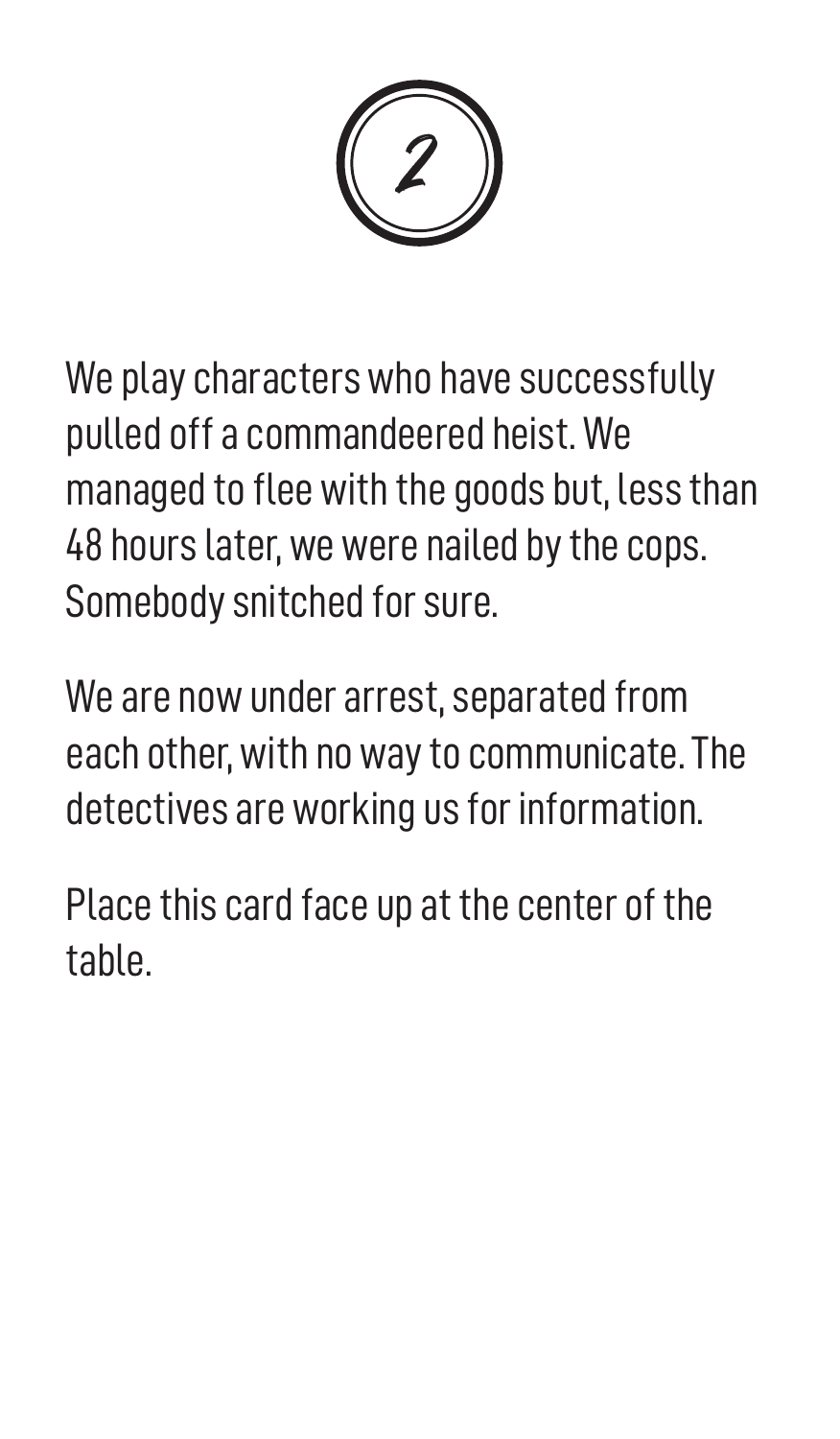# 2

We play characters who have successfully pulled off a commandeered heist. We managed to flee with the goods but, less than 48 hours later, we were nailed by the cops. Somebody snitched for sure.

We are now under arrest, separated from each other, with no way to communicate. The detectives are working us for information.

Place this card face up at the center of the table.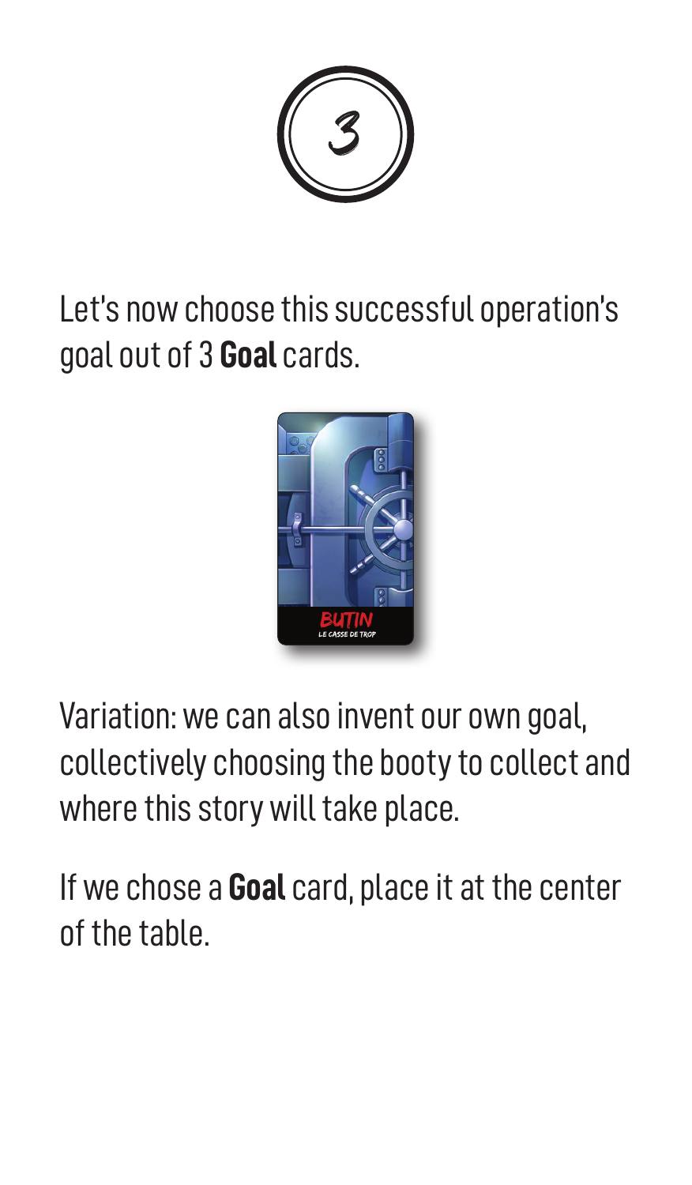# 3

Let's now choose this successful operation's goal out of 3 **Goal** cards.

Variation: we can also invent our own goal, collectively choosing the booty to collect and where this story will take place.

If we chose a **Goal** card, place it at the center of the table.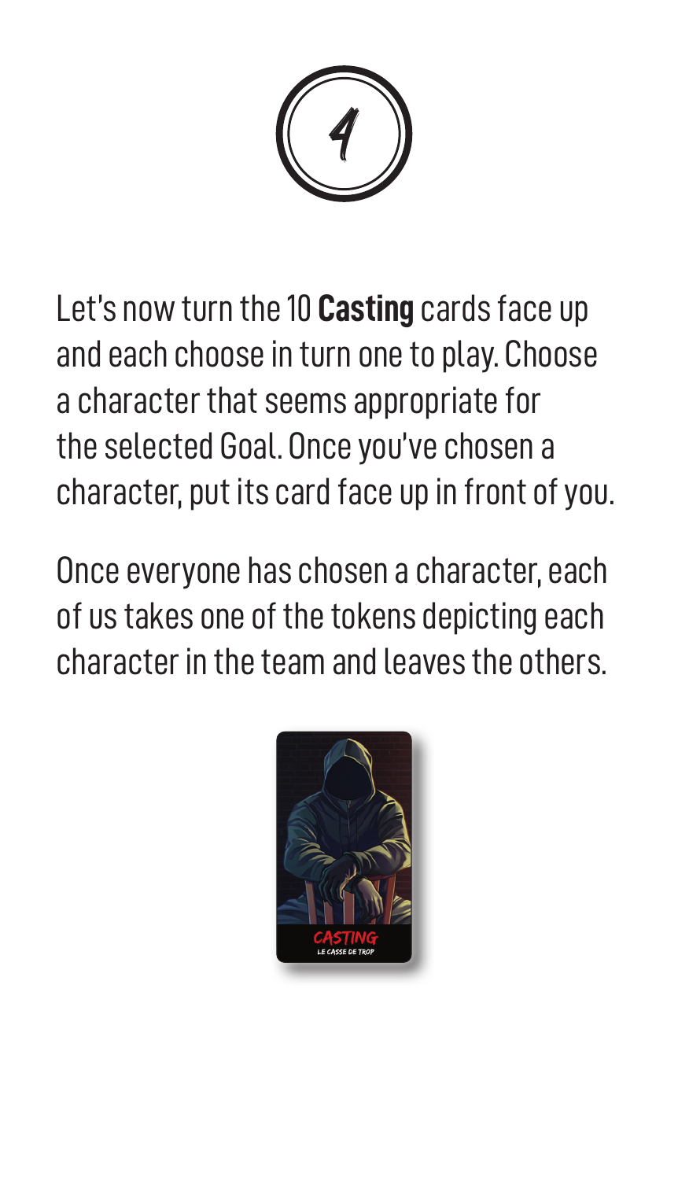# 4

Let's now turn the 10 **Casting** cards face up and each choose in turn one to play. Choose a character that seems appropriate for the selected Goal. Once you've chosen a character, put its card face up in front of you.

Once everyone has chosen a character, each of us takes one of the tokens depicting each character in the team and leaves the others.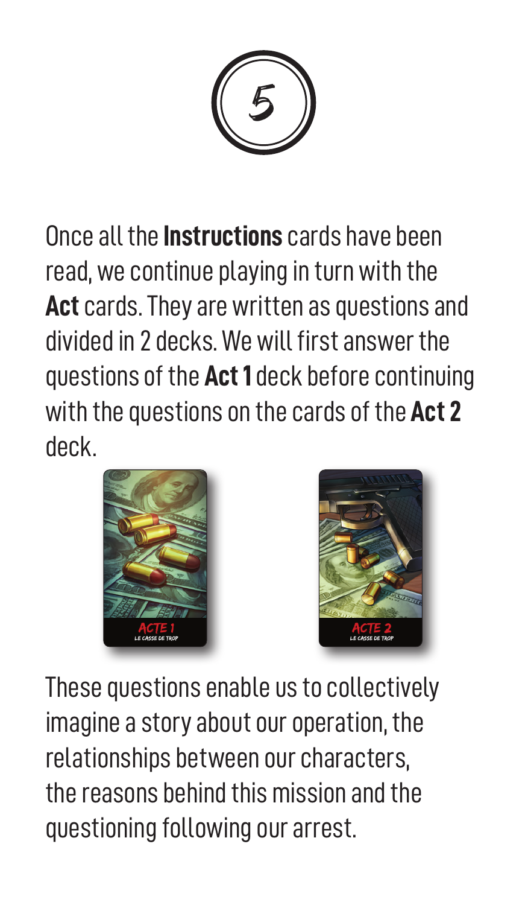# 5

Once all the **Instructions** cards have been read, we continue playing in turn with the **Act** cards. They are written as questions and divided in 2 decks. We will first answer the questions of the **Act 1** deck before continuing with the questions on the cards of the **Act 2** deck.

These questions enable us to collectively imagine a story about our operation, the relationships between our characters, the reasons behind this mission and the questioning following our arrest.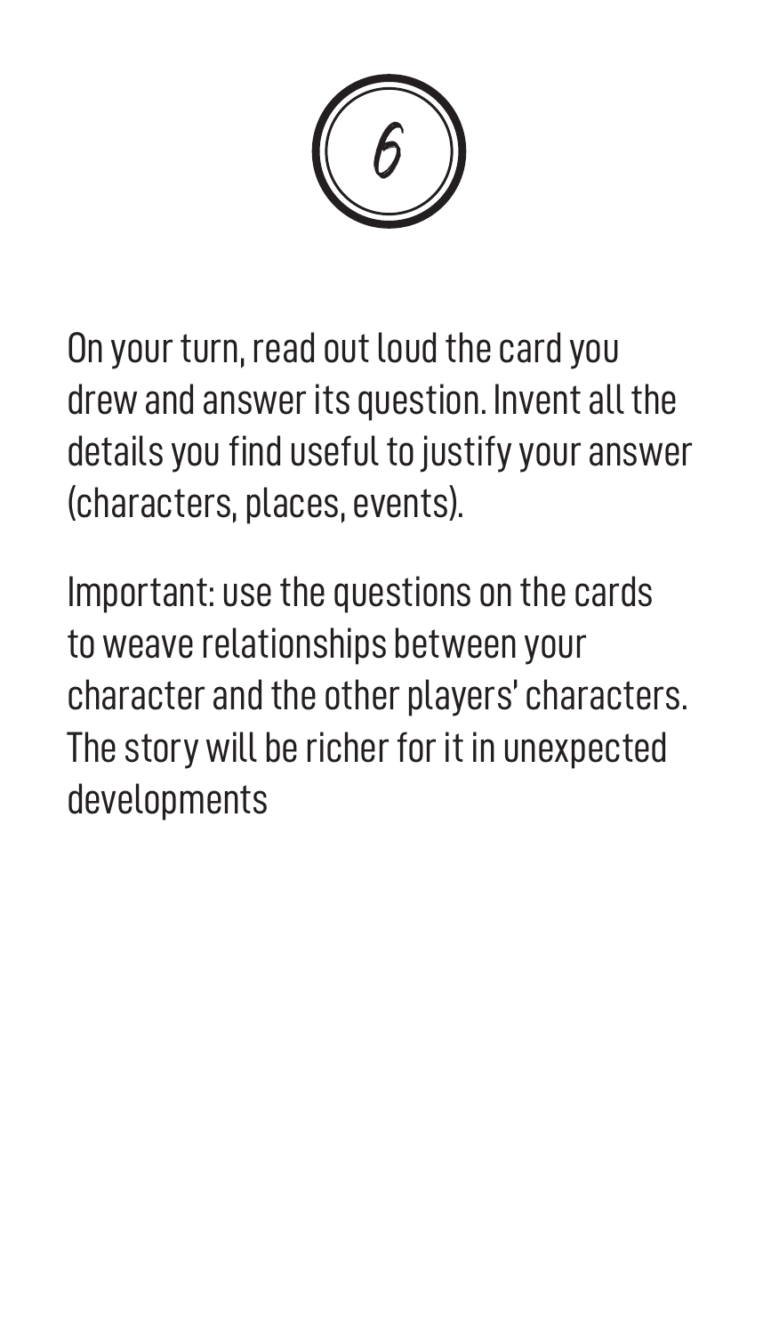# 6

On your turn, read out loud the card you drew and answer its question. Invent all the details you find useful to justify your answer (characters, places, events).

Important: use the questions on the cards to weave relationships between your character and the other players' characters. The story will be richer for it in unexpected developments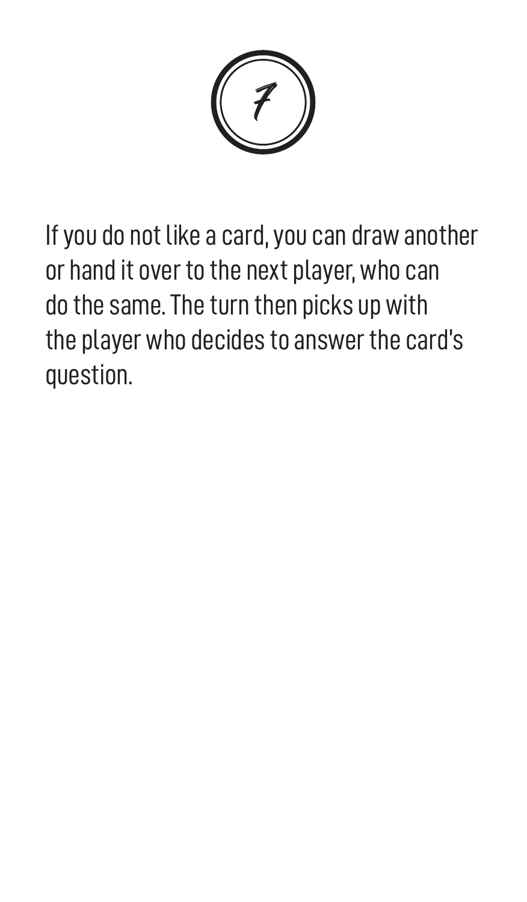7

If you do not like a card, you can draw another or hand it over to the next player, who can do the same. The turn then picks up with the player who decides to answer the card's question.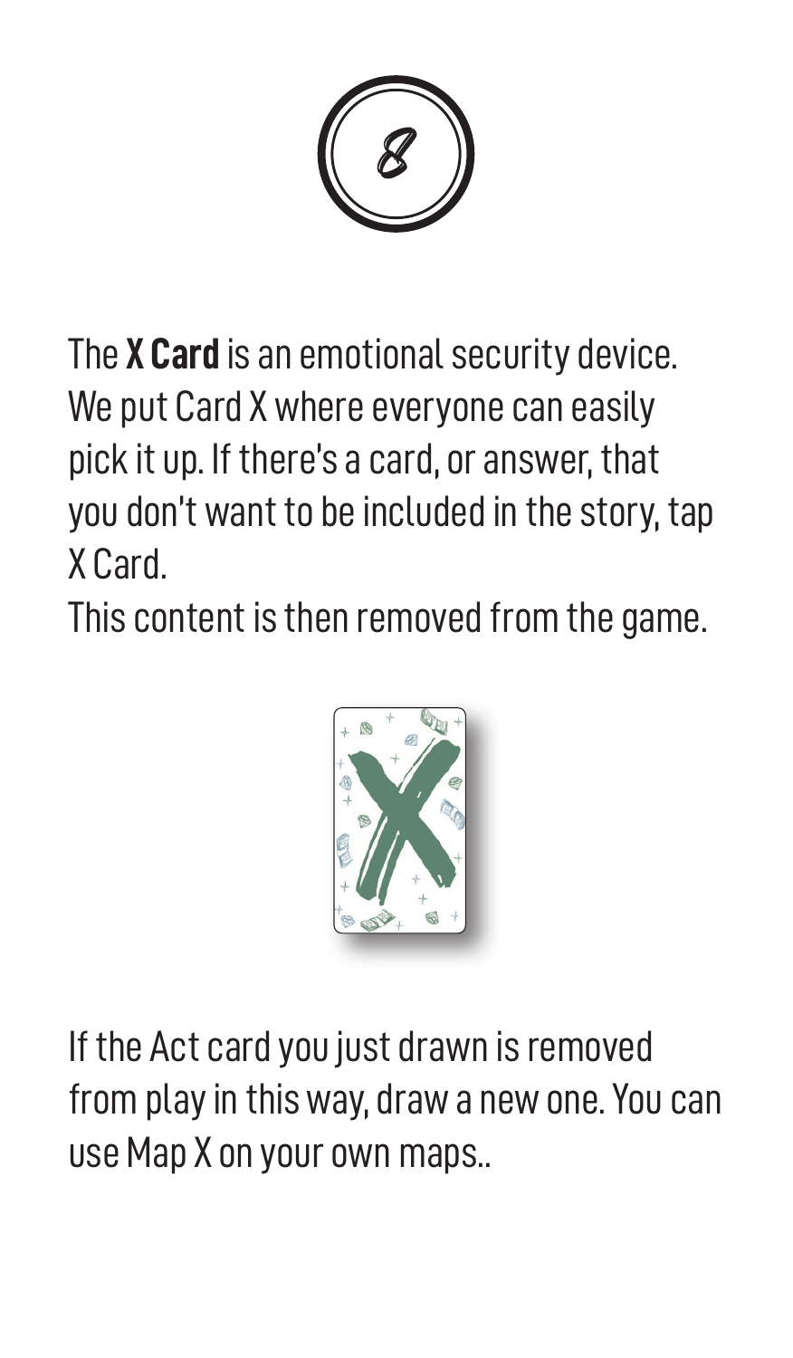The **X Card** is an emotional security device. We put Card X where everyone can easily pick it up. If there's a card, or answer, that you don't want to be included in the story, tap X Card.
This content is then removed from the game.

If the Act card you just drawn is removed from play in this way, draw a new one. You can use Map X on your own maps..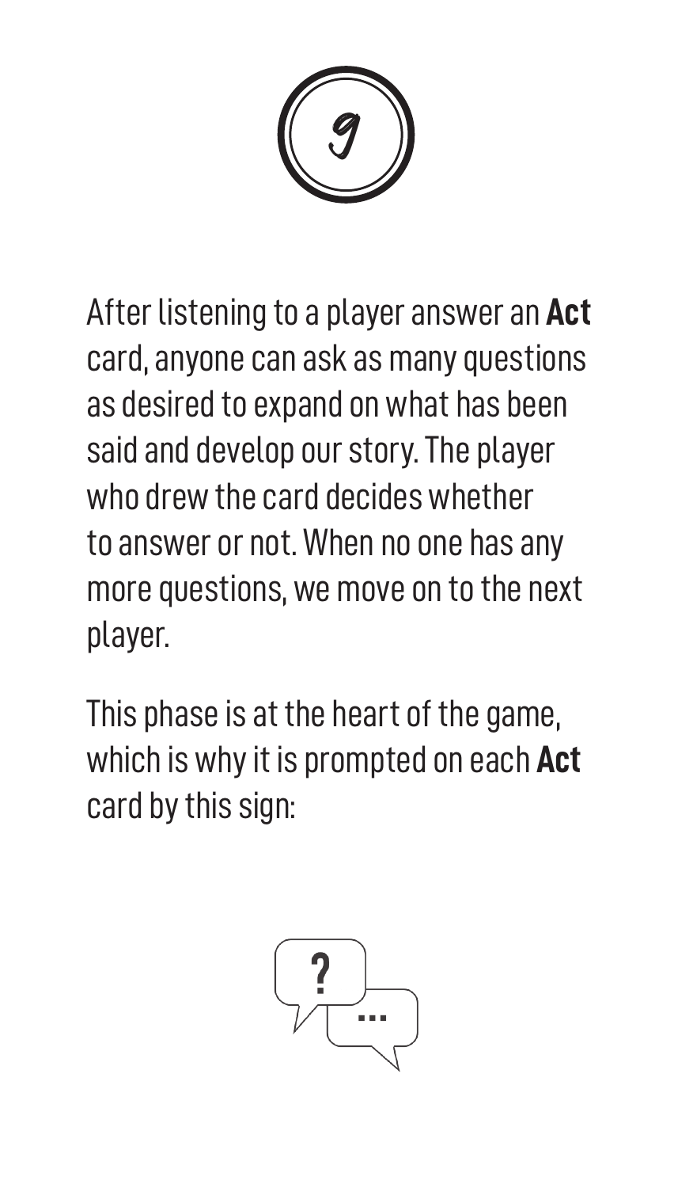After listening to a player answer an **Act** card, anyone can ask as many questions as desired to expand on what has been said and develop our story. The player who drew the card decides whether to answer or not. When no one has any more questions, we move on to the next player.

This phase is at the heart of the game, which is why it is prompted on each **Act** card by this sign: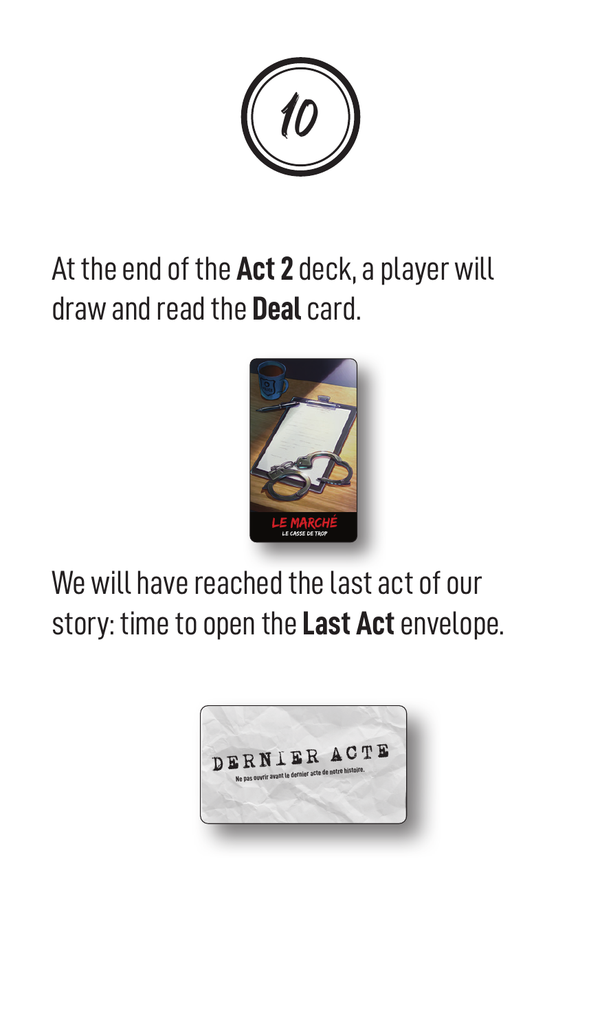10

At the end of the **Act 2** deck, a player will draw and read the **Deal** card.

We will have reached the last act of our story: time to open the **Last Act** envelope.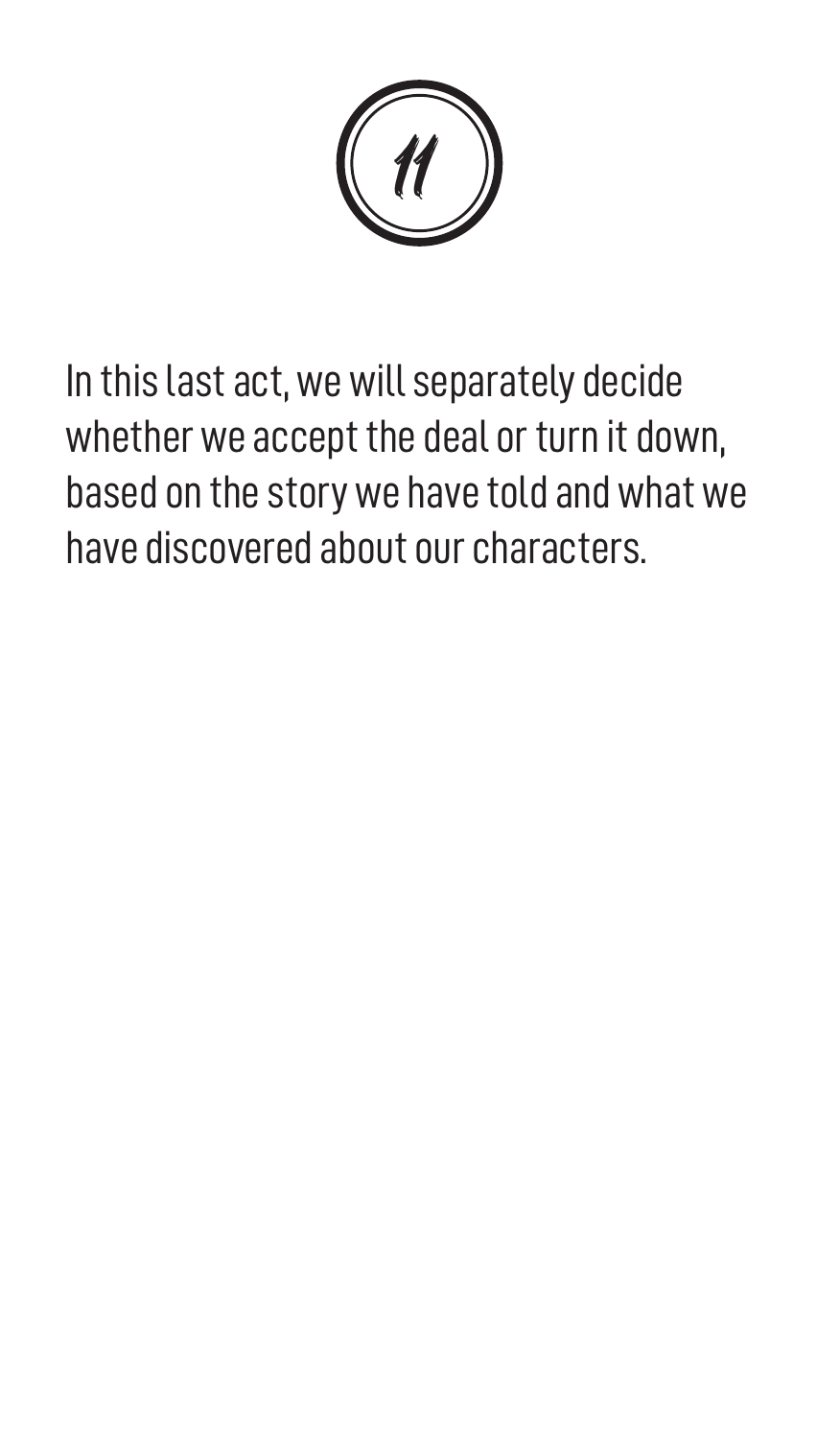# 11

In this last act, we will separately decide whether we accept the deal or turn it down, based on the story we have told and what we have discovered about our characters.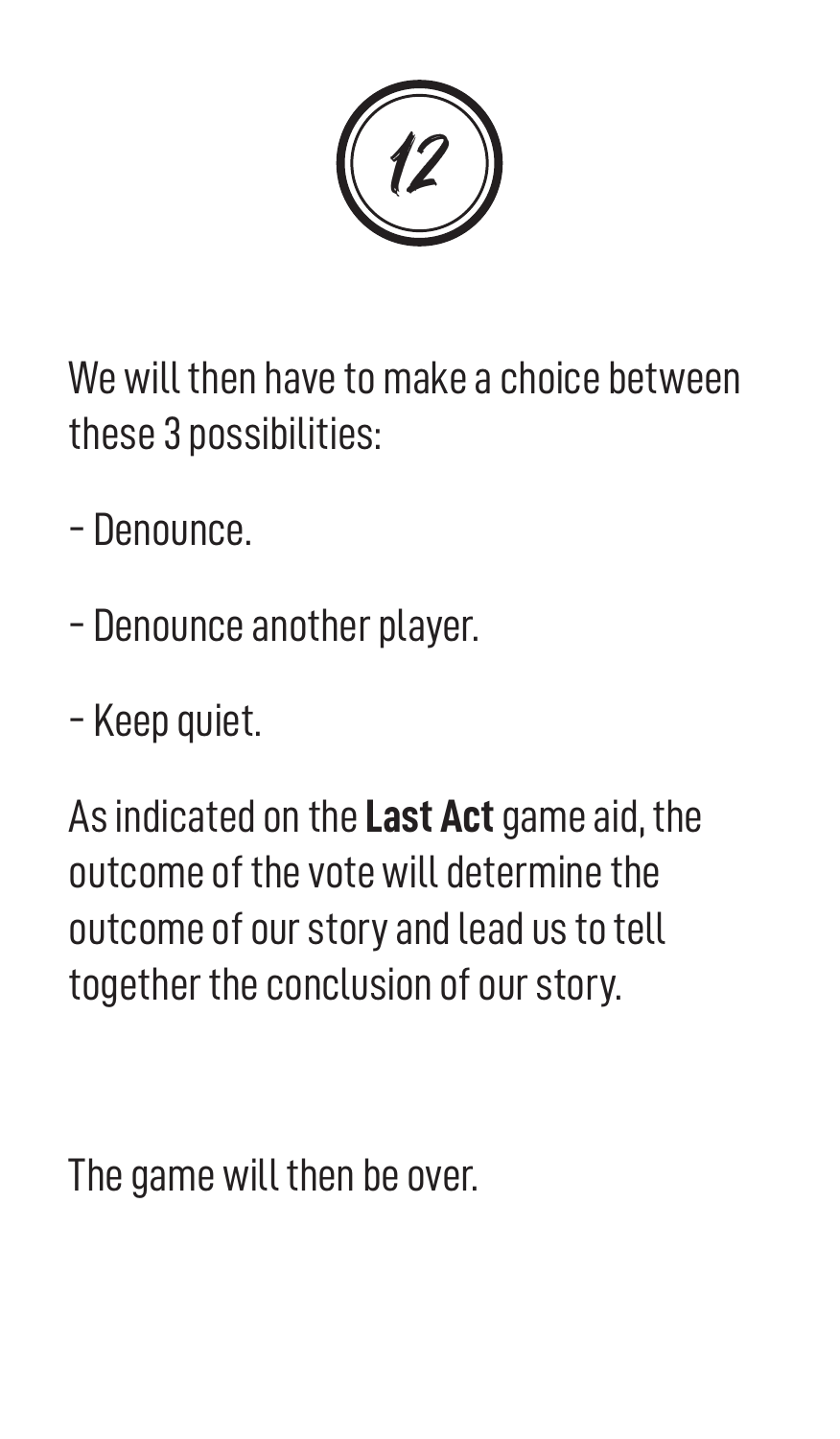# 12

We will then have to make a choice between these 3 possibilities:

- Denounce.
- Denounce another player.
- Keep quiet.

As indicated on the **Last Act** game aid, the outcome of the vote will determine the outcome of our story and lead us to tell together the conclusion of our story.

The game will then be over.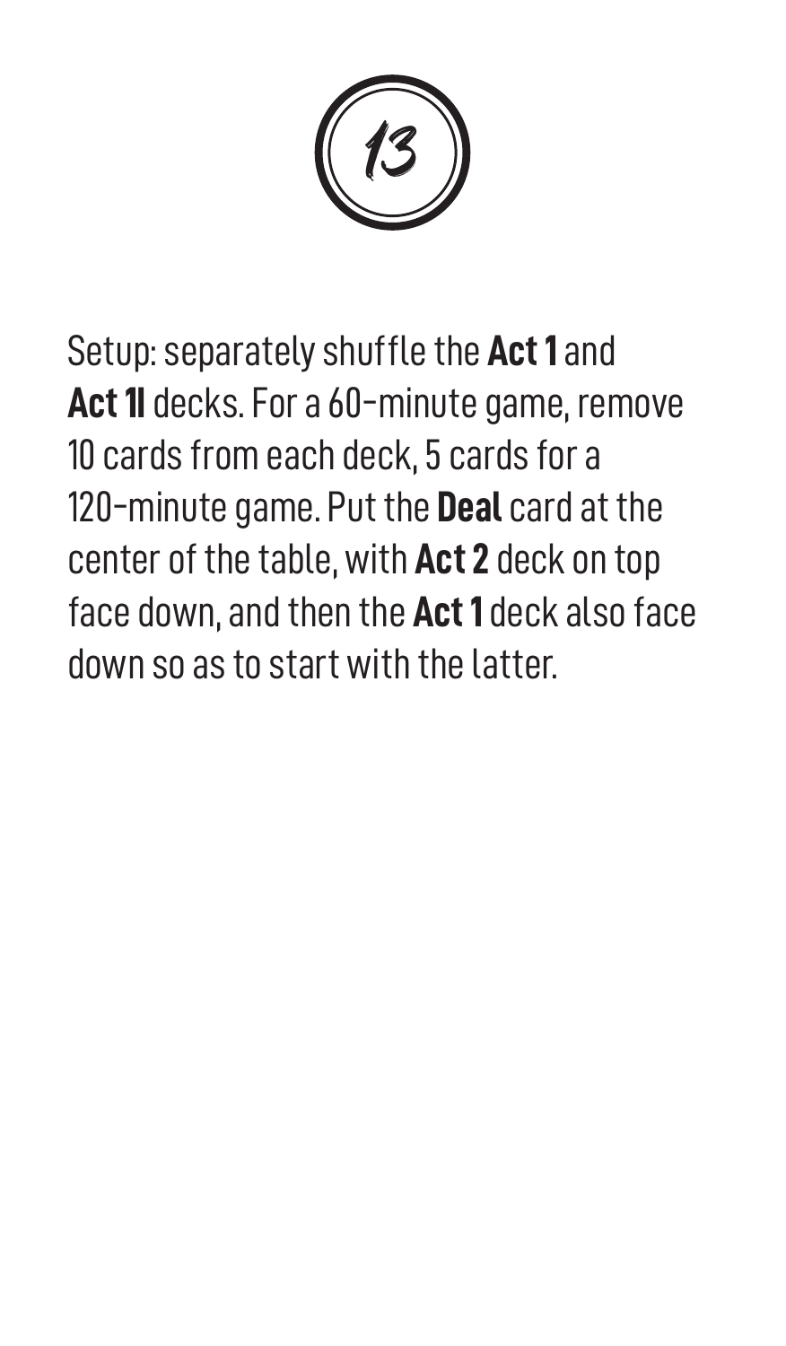Setup: separately shuffle the **Act 1** and **Act 1I** decks. For a 60-minute game, remove 10 cards from each deck, 5 cards for a 120-minute game. Put the **Deal** card at the center of the table, with **Act 2** deck on top face down, and then the **Act 1** deck also face down so as to start with the latter.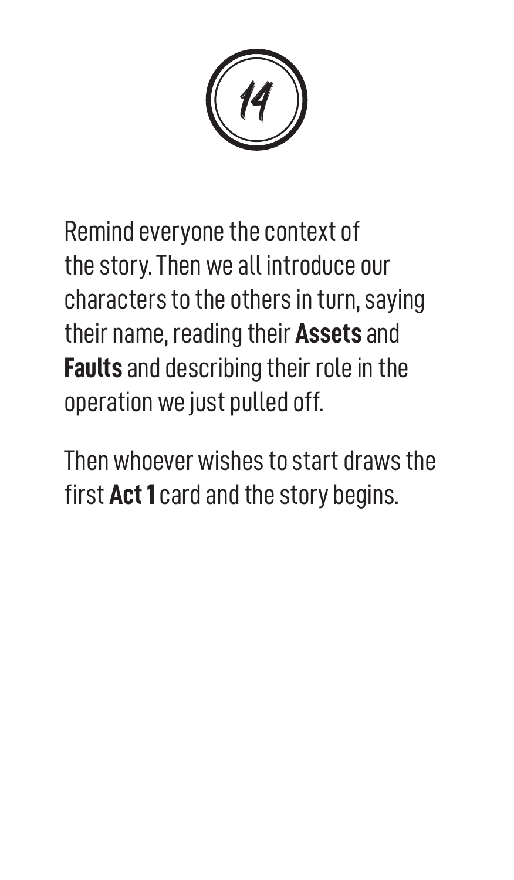Remind everyone the context of the story. Then we all introduce our characters to the others in turn, saying their name, reading their **Assets** and **Faults** and describing their role in the operation we just pulled off.

Then whoever wishes to start draws the first **Act 1** card and the story begins.